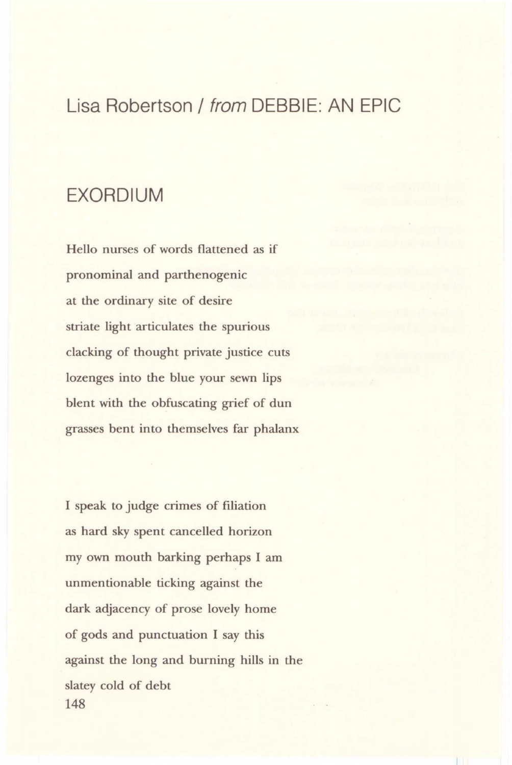# Lisa Robertson / *from* DEBBIE: AN EPIC

## EXORDIUM

Hello nurses of words flattened as if
pronominal and parthenogenic
at the ordinary site of desire
striate light articulates the spurious
clacking of thought private justice cuts
lozenges into the blue your sewn lips
blent with the obfuscating grief of dun
grasses bent into themselves far phalanx

I speak to judge crimes of filiation
as hard sky spent cancelled horizon
my own mouth barking perhaps I am
unmentionable ticking against the
dark adjacency of prose lovely home
of gods and punctuation I say this
against the long and burning hills in the
slatey cold of debt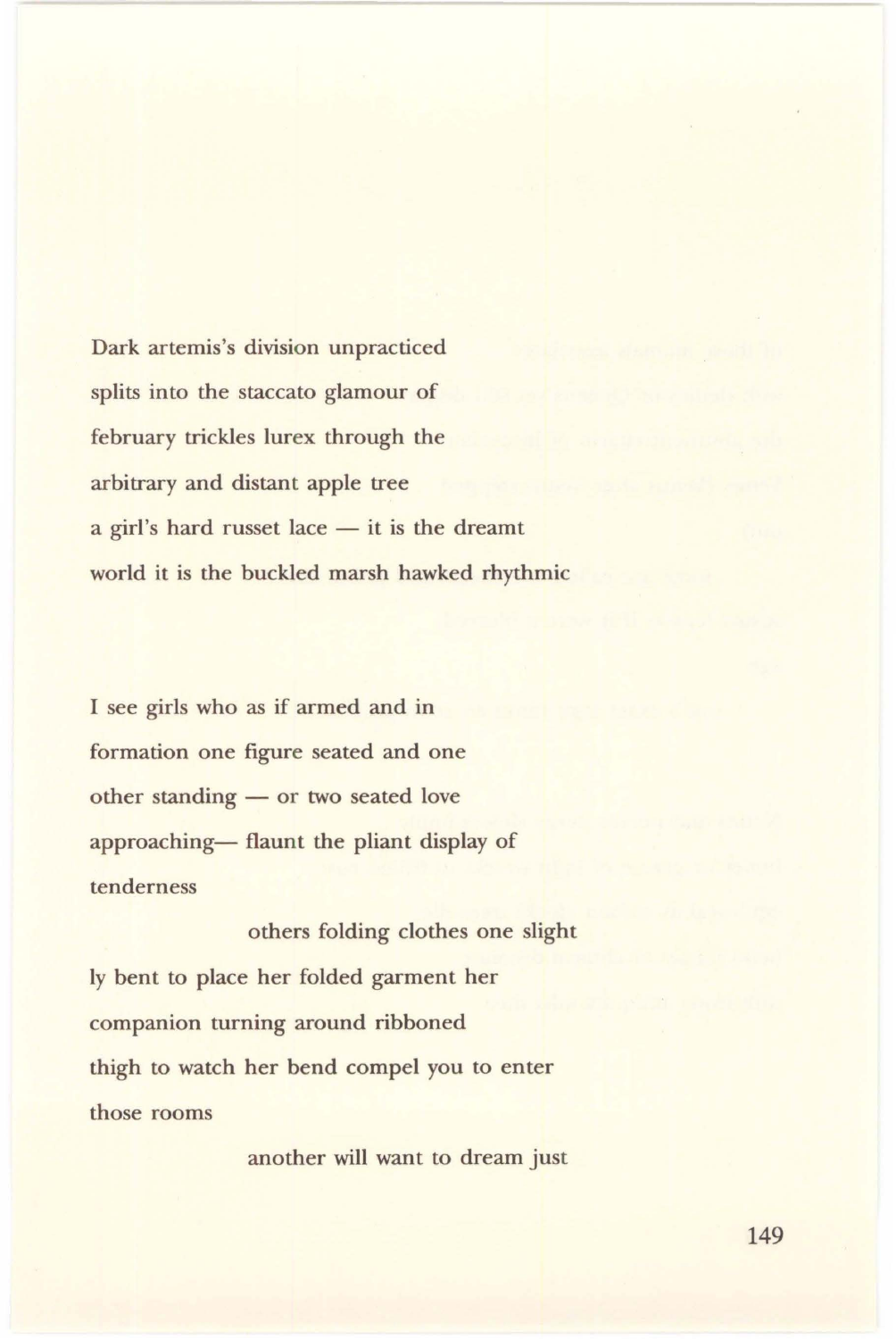Dark artemis's division unpracticed

splits into the staccato glamour of

february trickles lurex through the

arbitrary and distant apple tree

a girl's hard russet lace — it is the dreamt

world it is the buckled marsh hawked rhythmic

I see girls who as if armed and in

formation one figure seated and one

other standing — or two seated love

approaching— flaunt the pliant display of

tenderness

others folding clothes one slight

ly bent to place her folded garment her

companion turning around ribboned

thigh to watch her bend compel you to enter

those rooms

another will want to dream just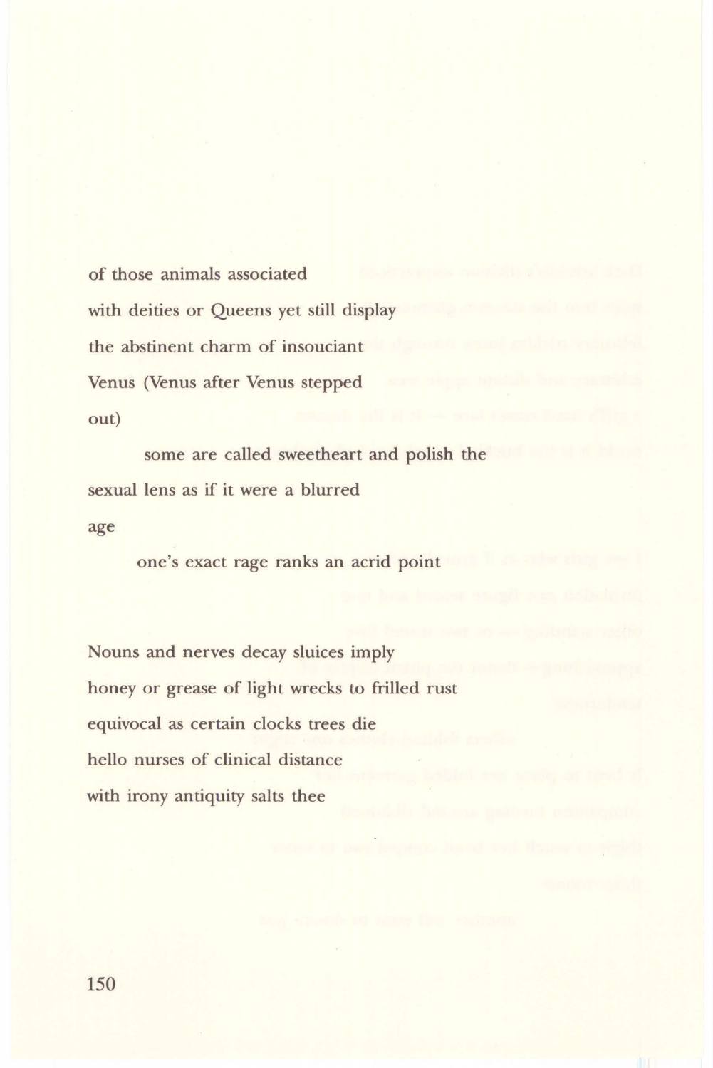of those animals associated

with deities or Queens yet still display

the abstinent charm of insouciant

Venus (Venus after Venus stepped

out)

    some are called sweetheart and polish the

sexual lens as if it were a blurred

age

    one's exact rage ranks an acrid point

Nouns and nerves decay sluices imply

honey or grease of light wrecks to frilled rust

equivocal as certain clocks trees die

hello nurses of clinical distance

with irony antiquity salts thee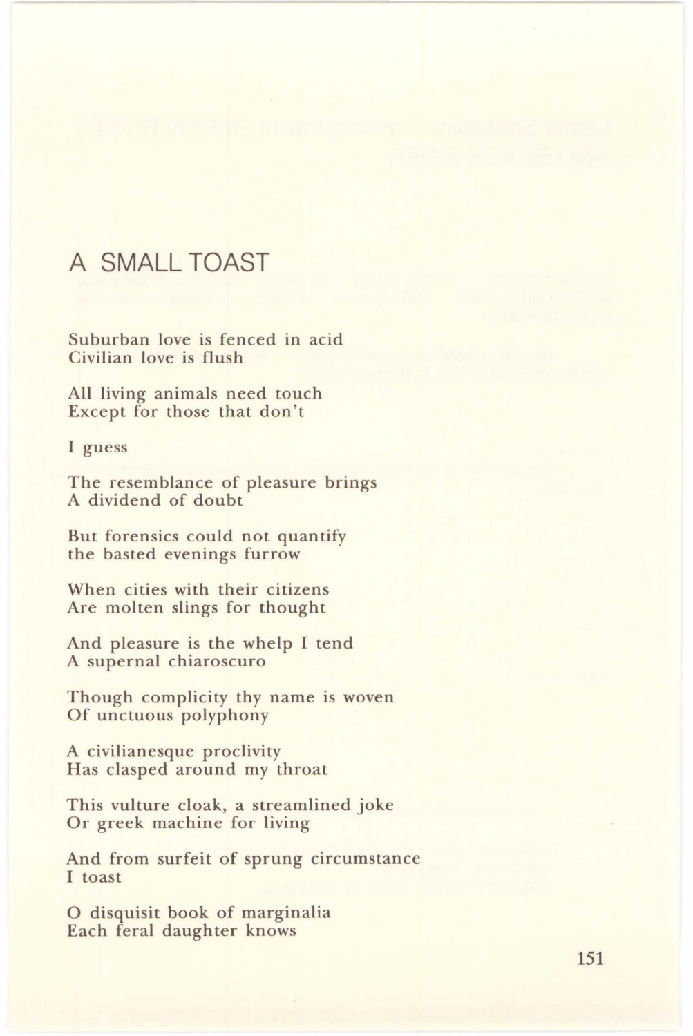## A SMALL TOAST

Suburban love is fenced in acid
Civilian love is flush

All living animals need touch
Except for those that don't

I guess

The resemblance of pleasure brings
A dividend of doubt

But forensics could not quantify
the basted evenings furrow

When cities with their citizens
Are molten slings for thought

And pleasure is the whelp I tend
A supernal chiaroscuro

Though complicity thy name is woven
Of unctuous polyphony

A civilianesque proclivity
Has clasped around my throat

This vulture cloak, a streamlined joke
Or greek machine for living

And from surfeit of sprung circumstance
I toast

O disquisit book of marginalia
Each feral daughter knows